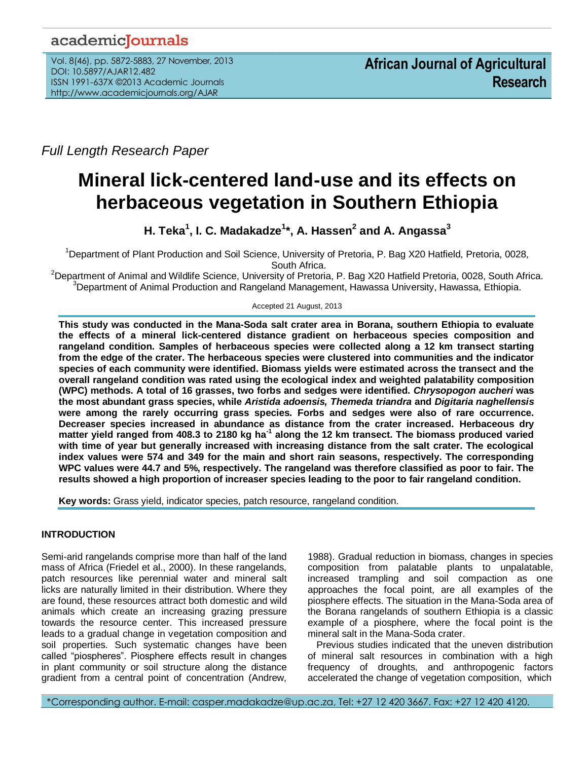*Full Length Research Paper*

# Mineral lick-centered land-use and its effects on herbaceous vegetation in Southern Ethiopia

**H. Teka[1], I. C. Madakadze[1]*, A. Hassen[2] and A. Angassa[3]**

[1]Department of Plant Production and Soil Science, University of Pretoria, P. Bag X20 Hatfield, Pretoria, 0028, South Africa.
[2]Department of Animal and Wildlife Science, University of Pretoria, P. Bag X20 Hatfield Pretoria, 0028, South Africa.
[3]Department of Animal Production and Rangeland Management, Hawassa University, Hawassa, Ethiopia.

Accepted 21 August, 2013

**This study was conducted in the Mana-Soda salt crater area in Borana, southern Ethiopia to evaluate the effects of a mineral lick-centered distance gradient on herbaceous species composition and rangeland condition. Samples of herbaceous species were collected along a 12 km transect starting from the edge of the crater. The herbaceous species were clustered into communities and the indicator species of each community were identified. Biomass yields were estimated across the transect and the overall rangeland condition was rated using the ecological index and weighted palatability composition (WPC) methods. A total of 16 grasses, two forbs and sedges were identified. *Chrysopogon aucheri* was the most abundant grass species, while *Aristida adoensis, Themeda triandra* and *Digitaria naghellensis* were among the rarely occurring grass species. Forbs and sedges were also of rare occurrence. Decreaser species increased in abundance as distance from the crater increased. Herbaceous dry matter yield ranged from 408.3 to 2180 kg ha$^{-1}$ along the 12 km transect. The biomass produced varied with time of year but generally increased with increasing distance from the salt crater. The ecological index values were 574 and 349 for the main and short rain seasons, respectively. The corresponding WPC values were 44.7 and 5%, respectively. The rangeland was therefore classified as poor to fair. The results showed a high proportion of increaser species leading to the poor to fair rangeland condition.**

**Key words:** Grass yield, indicator species, patch resource, rangeland condition.

## INTRODUCTION

Semi-arid rangelands comprise more than half of the land mass of Africa (Friedel et al., 2000). In these rangelands, patch resources like perennial water and mineral salt licks are naturally limited in their distribution. Where they are found, these resources attract both domestic and wild animals which create an increasing grazing pressure towards the resource center. This increased pressure leads to a gradual change in vegetation composition and soil properties. Such systematic changes have been called "piospheres". Piosphere effects result in changes in plant community or soil structure along the distance gradient from a central point of concentration (Andrew, 1988). Gradual reduction in biomass, changes in species composition from palatable plants to unpalatable, increased trampling and soil compaction as one approaches the focal point, are all examples of the piosphere effects. The situation in the Mana-Soda area of the Borana rangelands of southern Ethiopia is a classic example of a piosphere, where the focal point is the mineral salt in the Mana-Soda crater.

Previous studies indicated that the uneven distribution of mineral salt resources in combination with a high frequency of droughts, and anthropogenic factors accelerated the change of vegetation composition, which

*Corresponding author. E-mail: casper.madakadze@up.ac.za, Tel: +27 12 420 3667. Fax: +27 12 420 4120.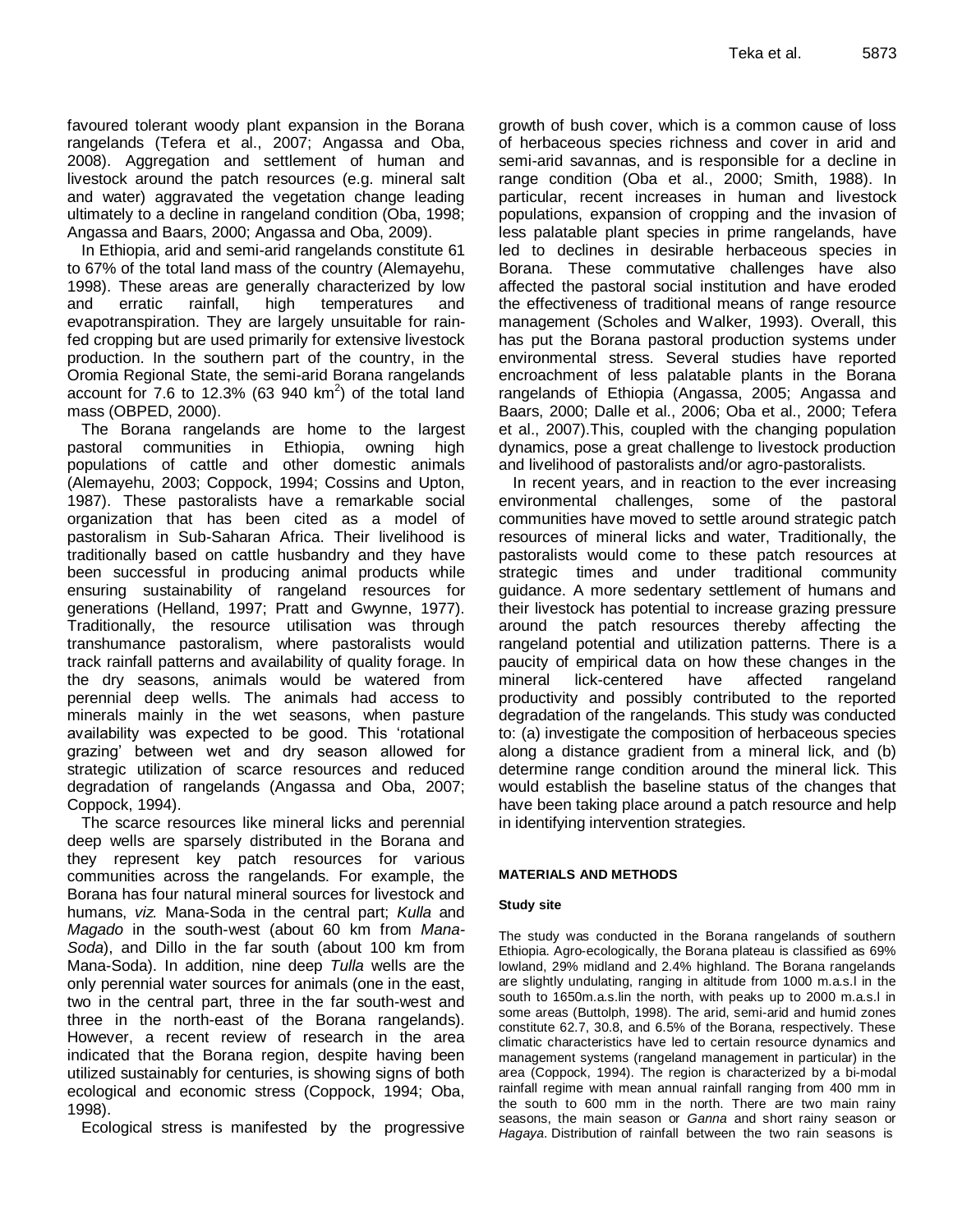favoured tolerant woody plant expansion in the Borana rangelands (Tefera et al., 2007; Angassa and Oba, 2008). Aggregation and settlement of human and livestock around the patch resources (e.g. mineral salt and water) aggravated the vegetation change leading ultimately to a decline in rangeland condition (Oba, 1998; Angassa and Baars, 2000; Angassa and Oba, 2009).

In Ethiopia, arid and semi-arid rangelands constitute 61 to 67% of the total land mass of the country (Alemayehu, 1998). These areas are generally characterized by low and erratic rainfall, high temperatures and evapotranspiration. They are largely unsuitable for rain-fed cropping but are used primarily for extensive livestock production. In the southern part of the country, in the Oromia Regional State, the semi-arid Borana rangelands account for 7.6 to 12.3% (63 940 km$^2$) of the total land mass (OBPED, 2000).

The Borana rangelands are home to the largest pastoral communities in Ethiopia, owning high populations of cattle and other domestic animals (Alemayehu, 2003; Coppock, 1994; Cossins and Upton, 1987). These pastoralists have a remarkable social organization that has been cited as a model of pastoralism in Sub-Saharan Africa. Their livelihood is traditionally based on cattle husbandry and they have been successful in producing animal products while ensuring sustainability of rangeland resources for generations (Helland, 1997; Pratt and Gwynne, 1977). Traditionally, the resource utilisation was through transhumance pastoralism, where pastoralists would track rainfall patterns and availability of quality forage. In the dry seasons, animals would be watered from perennial deep wells. The animals had access to minerals mainly in the wet seasons, when pasture availability was expected to be good. This 'rotational grazing' between wet and dry season allowed for strategic utilization of scarce resources and reduced degradation of rangelands (Angassa and Oba, 2007; Coppock, 1994).

The scarce resources like mineral licks and perennial deep wells are sparsely distributed in the Borana and they represent key patch resources for various communities across the rangelands. For example, the Borana has four natural mineral sources for livestock and humans, *viz.* Mana-Soda in the central part; *Kulla* and *Magado* in the south-west (about 60 km from *Mana-Soda*), and Dillo in the far south (about 100 km from Mana-Soda). In addition, nine deep *Tulla* wells are the only perennial water sources for animals (one in the east, two in the central part, three in the far south-west and three in the north-east of the Borana rangelands). However, a recent review of research in the area indicated that the Borana region, despite having been utilized sustainably for centuries, is showing signs of both ecological and economic stress (Coppock, 1994; Oba, 1998).

Ecological stress is manifested by the progressive growth of bush cover, which is a common cause of loss of herbaceous species richness and cover in arid and semi-arid savannas, and is responsible for a decline in range condition (Oba et al., 2000; Smith, 1988). In particular, recent increases in human and livestock populations, expansion of cropping and the invasion of less palatable plant species in prime rangelands, have led to declines in desirable herbaceous species in Borana. These commutative challenges have also affected the pastoral social institution and have eroded the effectiveness of traditional means of range resource management (Scholes and Walker, 1993). Overall, this has put the Borana pastoral production systems under environmental stress. Several studies have reported encroachment of less palatable plants in the Borana rangelands of Ethiopia (Angassa, 2005; Angassa and Baars, 2000; Dalle et al., 2006; Oba et al., 2000; Tefera et al., 2007).This, coupled with the changing population dynamics, pose a great challenge to livestock production and livelihood of pastoralists and/or agro-pastoralists.

In recent years, and in reaction to the ever increasing environmental challenges, some of the pastoral communities have moved to settle around strategic patch resources of mineral licks and water, Traditionally, the pastoralists would come to these patch resources at strategic times and under traditional community guidance. A more sedentary settlement of humans and their livestock has potential to increase grazing pressure around the patch resources thereby affecting the rangeland potential and utilization patterns. There is a paucity of empirical data on how these changes in the mineral lick-centered have affected rangeland productivity and possibly contributed to the reported degradation of the rangelands. This study was conducted to: (a) investigate the composition of herbaceous species along a distance gradient from a mineral lick, and (b) determine range condition around the mineral lick. This would establish the baseline status of the changes that have been taking place around a patch resource and help in identifying intervention strategies.

## MATERIALS AND METHODS

### Study site

The study was conducted in the Borana rangelands of southern Ethiopia. Agro-ecologically, the Borana plateau is classified as 69% lowland, 29% midland and 2.4% highland. The Borana rangelands are slightly undulating, ranging in altitude from 1000 m.a.s.l in the south to 1650m.a.s.lin the north, with peaks up to 2000 m.a.s.l in some areas (Buttolph, 1998). The arid, semi-arid and humid zones constitute 62.7, 30.8, and 6.5% of the Borana, respectively. These climatic characteristics have led to certain resource dynamics and management systems (rangeland management in particular) in the area (Coppock, 1994). The region is characterized by a bi-modal rainfall regime with mean annual rainfall ranging from 400 mm in the south to 600 mm in the north. There are two main rainy seasons, the main season or *Ganna* and short rainy season or *Hagaya*. Distribution of rainfall between the two rain seasons is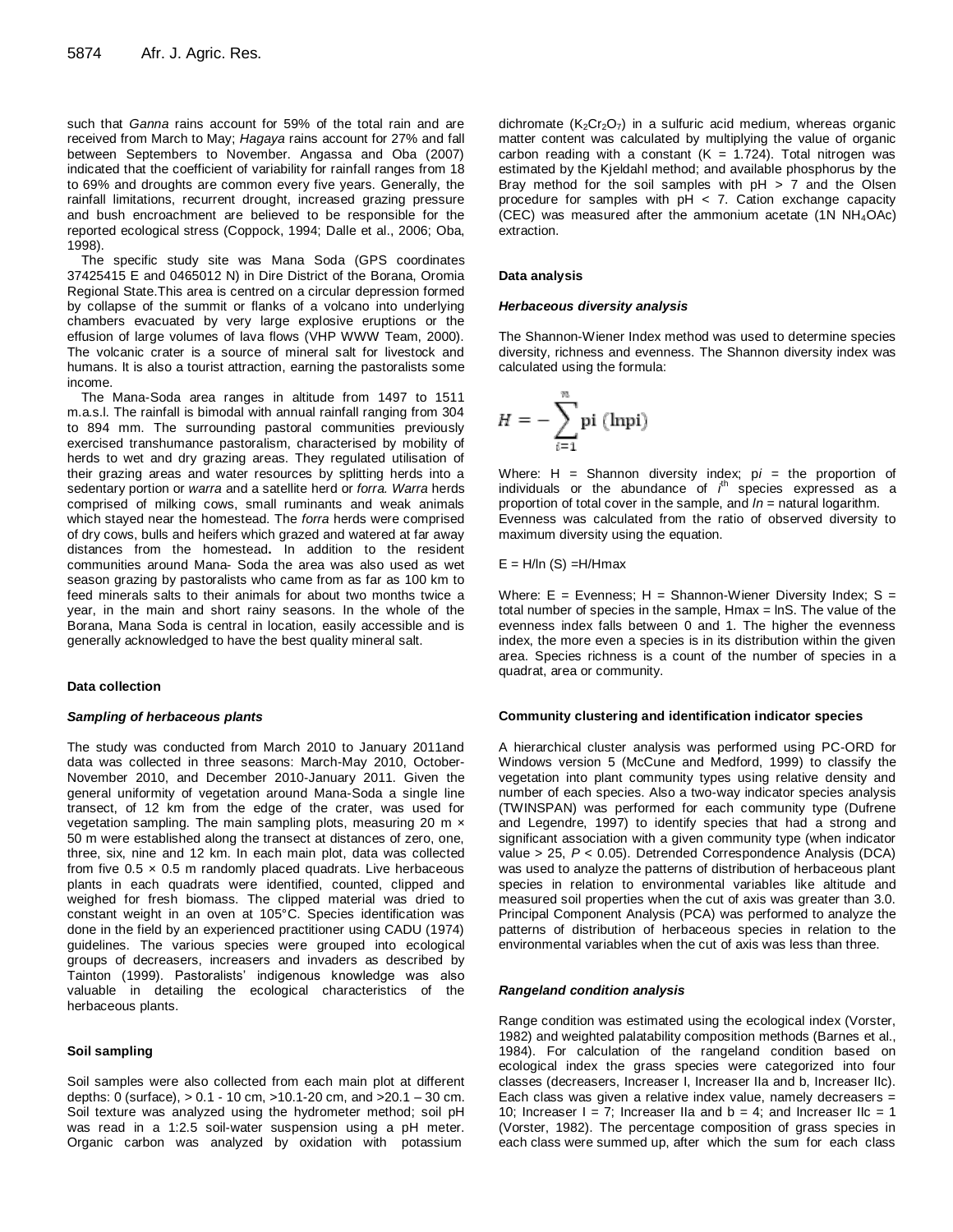such that *Ganna* rains account for 59% of the total rain and are received from March to May; *Hagaya* rains account for 27% and fall between Septembers to November. Angassa and Oba (2007) indicated that the coefficient of variability for rainfall ranges from 18 to 69% and droughts are common every five years. Generally, the rainfall limitations, recurrent drought, increased grazing pressure and bush encroachment are believed to be responsible for the reported ecological stress (Coppock, 1994; Dalle et al., 2006; Oba, 1998).

The specific study site was Mana Soda (GPS coordinates 37425415 E and 0465012 N) in Dire District of the Borana, Oromia Regional State.This area is centred on a circular depression formed by collapse of the summit or flanks of a volcano into underlying chambers evacuated by very large explosive eruptions or the effusion of large volumes of lava flows (VHP WWW Team, 2000). The volcanic crater is a source of mineral salt for livestock and humans. It is also a tourist attraction, earning the pastoralists some income.

The Mana-Soda area ranges in altitude from 1497 to 1511 m.a.s.l. The rainfall is bimodal with annual rainfall ranging from 304 to 894 mm. The surrounding pastoral communities previously exercised transhumance pastoralism, characterised by mobility of herds to wet and dry grazing areas. They regulated utilisation of their grazing areas and water resources by splitting herds into a sedentary portion or *warra* and a satellite herd or *forra. Warra* herds comprised of milking cows, small ruminants and weak animals which stayed near the homestead. The *forra* herds were comprised of dry cows, bulls and heifers which grazed and watered at far away distances from the homestead**.** In addition to the resident communities around Mana- Soda the area was also used as wet season grazing by pastoralists who came from as far as 100 km to feed minerals salts to their animals for about two months twice a year, in the main and short rainy seasons. In the whole of the Borana, Mana Soda is central in location, easily accessible and is generally acknowledged to have the best quality mineral salt.

#### Data collection

##### *Sampling of herbaceous plants*

The study was conducted from March 2010 to January 2011and data was collected in three seasons: March-May 2010, October-November 2010, and December 2010-January 2011. Given the general uniformity of vegetation around Mana-Soda a single line transect, of 12 km from the edge of the crater, was used for vegetation sampling. The main sampling plots, measuring 20 m × 50 m were established along the transect at distances of zero, one, three, six, nine and 12 km. In each main plot, data was collected from five 0.5 × 0.5 m randomly placed quadrats. Live herbaceous plants in each quadrats were identified, counted, clipped and weighed for fresh biomass. The clipped material was dried to constant weight in an oven at 105°C. Species identification was done in the field by an experienced practitioner using CADU (1974) guidelines. The various species were grouped into ecological groups of decreasers, increasers and invaders as described by Tainton (1999). Pastoralists' indigenous knowledge was also valuable in detailing the ecological characteristics of the herbaceous plants.

#### Soil sampling

Soil samples were also collected from each main plot at different depths: 0 (surface), > 0.1 - 10 cm, >10.1-20 cm, and >20.1 – 30 cm. Soil texture was analyzed using the hydrometer method; soil pH was read in a 1:2.5 soil-water suspension using a pH meter. Organic carbon was analyzed by oxidation with potassium dichromate ($K_2Cr_2O_7$) in a sulfuric acid medium, whereas organic matter content was calculated by multiplying the value of organic carbon reading with a constant (K = 1.724). Total nitrogen was estimated by the Kjeldahl method; and available phosphorus by the Bray method for the soil samples with pH > 7 and the Olsen procedure for samples with pH < 7. Cation exchange capacity (CEC) was measured after the ammonium acetate (1N $NH_4OAc$) extraction.

#### Data analysis

##### *Herbaceous diversity analysis*

The Shannon-Wiener Index method was used to determine species diversity, richness and evenness. The Shannon diversity index was calculated using the formula:

$$H = -\sum_{i=1}^{n} \text{pi}\ (\ln \text{pi})$$

Where: H = Shannon diversity index; $p_i$ = the proportion of individuals or the abundance of $i^{th}$ species expressed as a proportion of total cover in the sample, and *ln* = natural logarithm. Evenness was calculated from the ratio of observed diversity to maximum diversity using the equation.

$E = H/\ln(S) = H/H_{max}$

Where: E = Evenness; H = Shannon-Wiener Diversity Index; S = total number of species in the sample, Hmax = lnS. The value of the evenness index falls between 0 and 1. The higher the evenness index, the more even a species is in its distribution within the given area. Species richness is a count of the number of species in a quadrat, area or community.

#### Community clustering and identification indicator species

A hierarchical cluster analysis was performed using PC-ORD for Windows version 5 (McCune and Medford, 1999) to classify the vegetation into plant community types using relative density and number of each species. Also a two-way indicator species analysis (TWINSPAN) was performed for each community type (Dufrene and Legendre, 1997) to identify species that had a strong and significant association with a given community type (when indicator value > 25, $P < 0.05$). Detrended Correspondence Analysis (DCA) was used to analyze the patterns of distribution of herbaceous plant species in relation to environmental variables like altitude and measured soil properties when the cut of axis was greater than 3.0. Principal Component Analysis (PCA) was performed to analyze the patterns of distribution of herbaceous species in relation to the environmental variables when the cut of axis was less than three.

##### *Rangeland condition analysis*

Range condition was estimated using the ecological index (Vorster, 1982) and weighted palatability composition methods (Barnes et al., 1984). For calculation of the rangeland condition based on ecological index the grass species were categorized into four classes (decreasers, Increaser I, Increaser IIa and b, Increaser IIc). Each class was given a relative index value, namely decreasers = 10; Increaser I = 7; Increaser IIa and b = 4; and Increaser IIc = 1 (Vorster, 1982). The percentage composition of grass species in each class were summed up, after which the sum for each class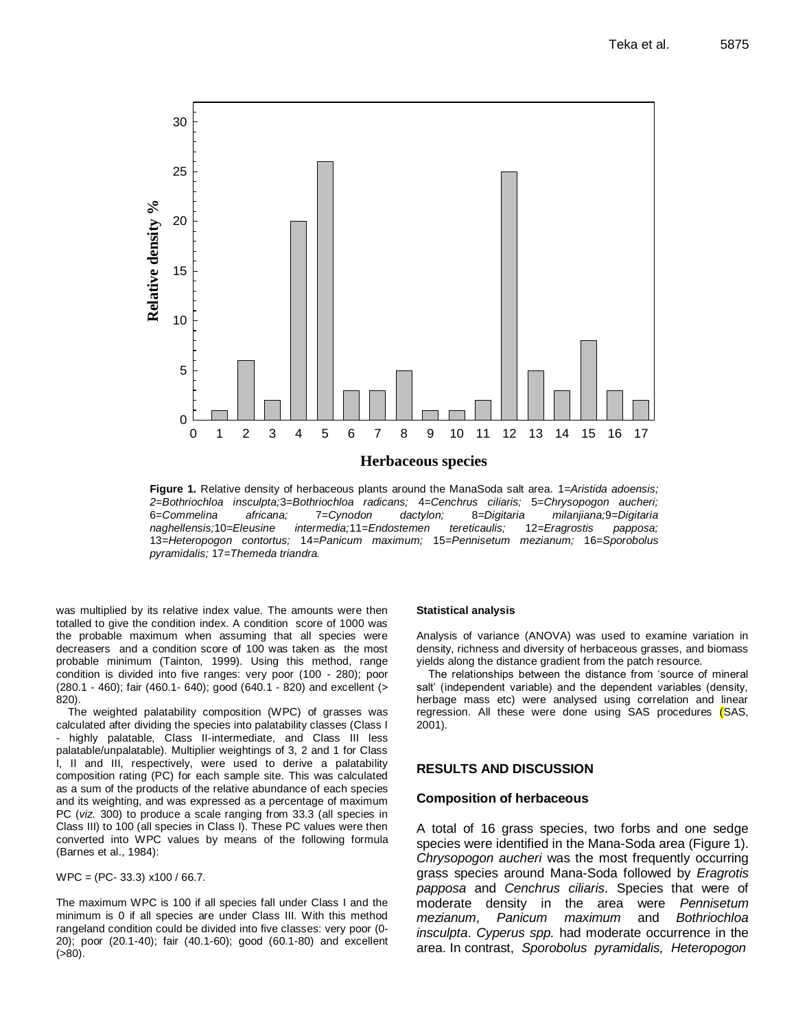30

25

20

15

10

5

0

0 1 2 3 4 5 6 7 8 9 10 11 12 13 14 15 16 17

Relative density %

Herbaceous species

**Figure 1.** Relative density of herbaceous plants around the ManaSoda salt area. 1=*Aristida adoensis;* 2=*Bothriochloa insculpta;*3=*Bothriochloa radicans;* 4=*Cenchrus ciliaris;* 5=*Chrysopogon aucheri;* 6=*Commelina africana;* 7=*Cynodon dactylon;* 8=*Digitaria milanjiana;*9=*Digitaria naghellensis;*10=*Eleusine intermedia;*11=*Endostemen tereticaulis;* 12=*Eragrostis papposa;* 13=*Heteropogon contortus;* 14=*Panicum maximum;* 15=*Pennisetum mezianum;* 16=*Sporobolus pyramidalis;* 17=*Themeda triandra.*

was multiplied by its relative index value. The amounts were then totalled to give the condition index. A condition score of 1000 was the probable maximum when assuming that all species were decreasers and a condition score of 100 was taken as the most probable minimum (Tainton, 1999). Using this method, range condition is divided into five ranges: very poor (100 - 280); poor (280.1 - 460); fair (460.1- 640); good (640.1 - 820) and excellent (> 820).

The weighted palatability composition (WPC) of grasses was calculated after dividing the species into palatability classes (Class I - highly palatable, Class II-intermediate, and Class III less palatable/unpalatable). Multiplier weightings of 3, 2 and 1 for Class I, II and III, respectively, were used to derive a palatability composition rating (PC) for each sample site. This was calculated as a sum of the products of the relative abundance of each species and its weighting, and was expressed as a percentage of maximum PC (*viz.* 300) to produce a scale ranging from 33.3 (all species in Class III) to 100 (all species in Class I). These PC values were then converted into WPC values by means of the following formula (Barnes et al., 1984):

$$WPC = (PC - 33.3) \times 100 / 66.7.$$

The maximum WPC is 100 if all species fall under Class I and the minimum is 0 if all species are under Class III. With this method rangeland condition could be divided into five classes: very poor (0-20); poor (20.1-40); fair (40.1-60); good (60.1-80) and excellent (>80).

#### Statistical analysis

Analysis of variance (ANOVA) was used to examine variation in density, richness and diversity of herbaceous grasses, and biomass yields along the distance gradient from the patch resource.

The relationships between the distance from 'source of mineral salt' (independent variable) and the dependent variables (density, herbage mass etc) were analysed using correlation and linear regression. All these were done using SAS procedures (SAS, 2001).

## RESULTS AND DISCUSSION

### Composition of herbaceous

A total of 16 grass species, two forbs and one sedge species were identified in the Mana-Soda area (Figure 1). *Chrysopogon aucheri* was the most frequently occurring grass species around Mana-Soda followed by *Eragrotis papposa* and *Cenchrus ciliaris*. Species that were of moderate density in the area were *Pennisetum mezianum*, *Panicum maximum* and *Bothriochloa insculpta*. *Cyperus spp.* had moderate occurrence in the area. In contrast, *Sporobolus pyramidalis, Heteropogon*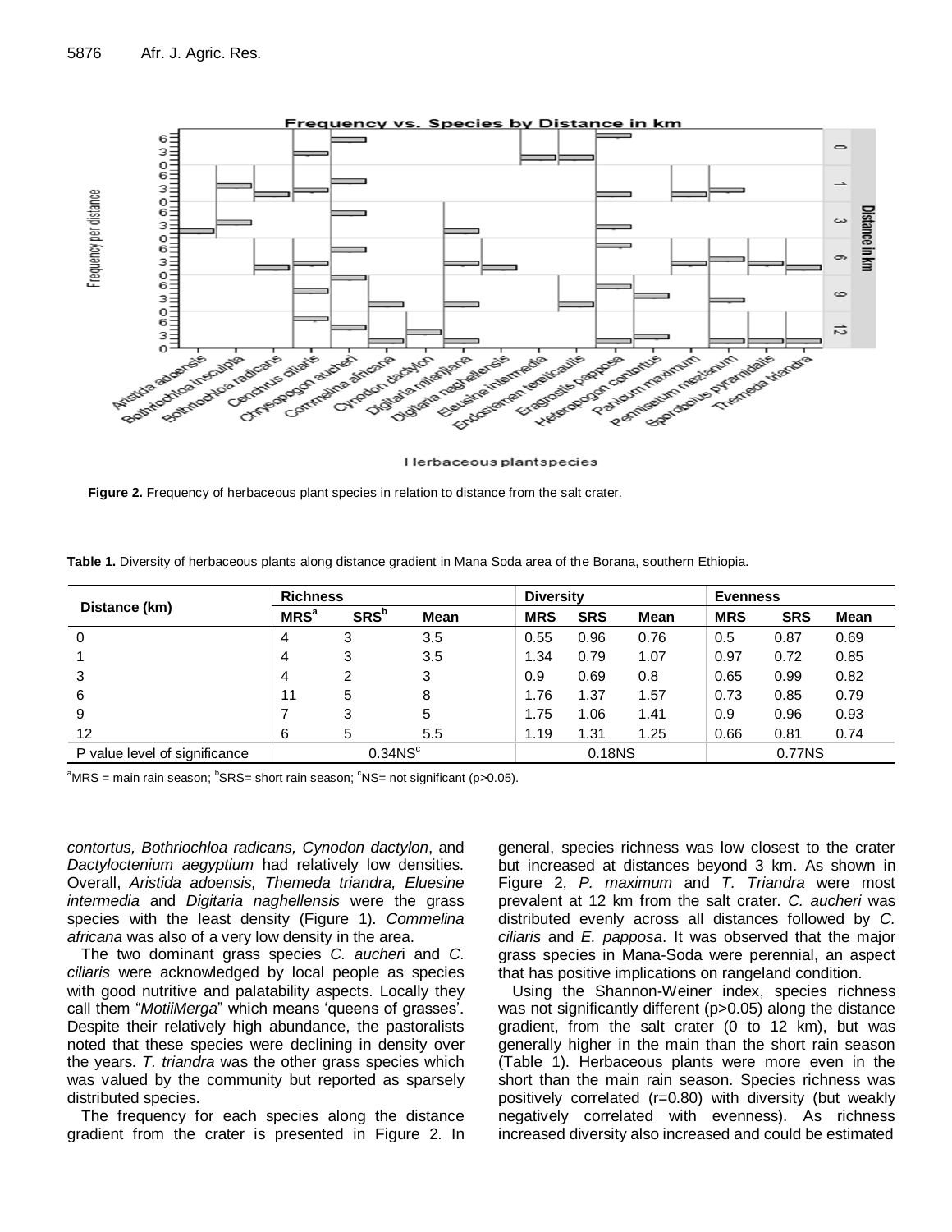Frequency vs. Species by Distance in km

Frequency per distance

0
3
6

Distance in km

0
1
3
6
9
12

Aristida adoensis
Bothriochloa insculpta
Bothriochloa radicans
Cenchrus ciliaris
Chrysopogon aucheri
Commelina africana
Cynodon dactylon
Digitaria milanjiana
Digitaria naghellensis
Eleusine intermedia
Endostemon tereticaulis
Eragrostis papposa
Heteropogon contortus
Panicum maximum
Pennisetum mezianum
Sporobolus pyramidalis
Themeda triandra

Herbaceous plant species

**Figure 2.** Frequency of herbaceous plant species in relation to distance from the salt crater.

**Table 1.** Diversity of herbaceous plants along distance gradient in Mana Soda area of the Borana, southern Ethiopia.

| Distance (km) | Richness | | | Diversity | | | Evenness | | |
|---|---|---|---|---|---|---|---|---|---|
| | MRS[a] | SRS[b] | Mean | MRS | SRS | Mean | MRS | SRS | Mean |
| 0 | 4 | 3 | 3.5 | 0.55 | 0.96 | 0.76 | 0.5 | 0.87 | 0.69 |
| 1 | 4 | 3 | 3.5 | 1.34 | 0.79 | 1.07 | 0.97 | 0.72 | 0.85 |
| 3 | 4 | 2 | 3 | 0.9 | 0.69 | 0.8 | 0.65 | 0.99 | 0.82 |
| 6 | 11 | 5 | 8 | 1.76 | 1.37 | 1.57 | 0.73 | 0.85 | 0.79 |
| 9 | 7 | 3 | 5 | 1.75 | 1.06 | 1.41 | 0.9 | 0.96 | 0.93 |
| 12 | 6 | 5 | 5.5 | 1.19 | 1.31 | 1.25 | 0.66 | 0.81 | 0.74 |
| P value level of significance | 0.34NS[c] | | | 0.18NS | | | 0.77NS | | |

[a]MRS = main rain season; [b]SRS= short rain season; [c]NS= not significant (p>0.05).

*contortus, Bothriochloa radicans, Cynodon dactylon*, and *Dactyloctenium aegyptium* had relatively low densities. Overall, *Aristida adoensis, Themeda triandra, Eluesine intermedia* and *Digitaria naghellensis* were the grass species with the least density (Figure 1). *Commelina africana* was also of a very low density in the area.

The two dominant grass species *C. aucher*i and *C. ciliaris* were acknowledged by local people as species with good nutritive and palatability aspects. Locally they call them "*MotiiMerga*" which means 'queens of grasses'. Despite their relatively high abundance, the pastoralists noted that these species were declining in density over the years. *T. triandra* was the other grass species which was valued by the community but reported as sparsely distributed species.

The frequency for each species along the distance gradient from the crater is presented in Figure 2. In general, species richness was low closest to the crater but increased at distances beyond 3 km. As shown in Figure 2, *P. maximum* and *T. Triandra* were most prevalent at 12 km from the salt crater. *C. aucheri* was distributed evenly across all distances followed by *C. ciliaris* and *E. papposa*. It was observed that the major grass species in Mana-Soda were perennial, an aspect that has positive implications on rangeland condition.

Using the Shannon-Weiner index, species richness was not significantly different (p>0.05) along the distance gradient, from the salt crater (0 to 12 km), but was generally higher in the main than the short rain season (Table 1). Herbaceous plants were more even in the short than the main rain season. Species richness was positively correlated (r=0.80) with diversity (but weakly negatively correlated with evenness). As richness increased diversity also increased and could be estimated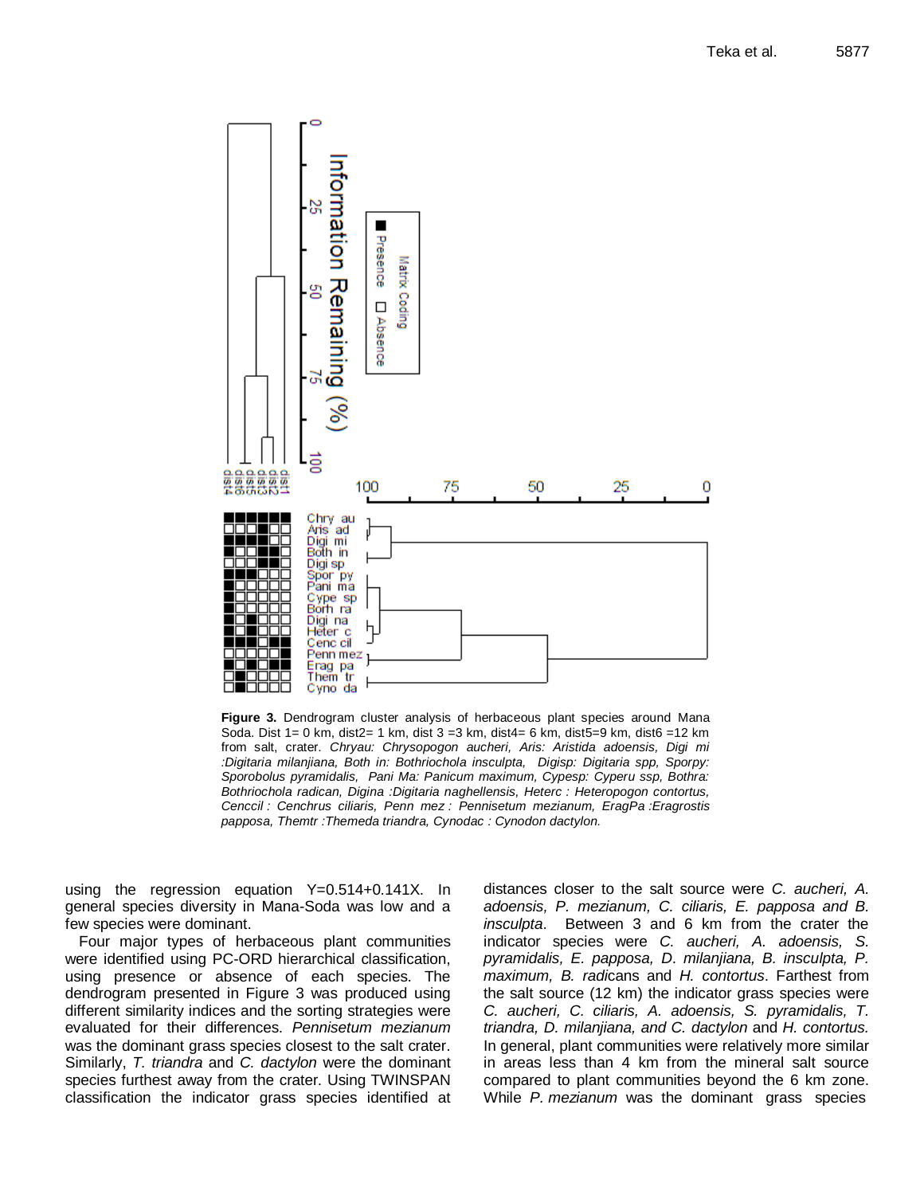Information Remaining (%)

0
25
50
75
100

Matrix Coding
Presence
Absence

dist1
dist2
dist3
dist5
dist6
dist4

100
75
50
25
0

Chry au
Aris ad
Digi mi
Both in
Digi sp
Spor py
Pani ma
Cype sp
Borh ra
Digi na
Heter c
Cenc cil
Penn mez
Erag pa
Them tr
Cyno da

**Figure 3.** Dendrogram cluster analysis of herbaceous plant species around Mana Soda. Dist 1= 0 km, dist2= 1 km, dist 3 =3 km, dist4= 6 km, dist5=9 km, dist6 =12 km from salt, crater. *Chryau: Chrysopogon aucheri, Aris: Aristida adoensis, Digi mi :Digitaria milanjiana, Both in: Bothriochola insculpta, Digisp: Digitaria spp, Sporpy: Sporobolus pyramidalis, Pani Ma: Panicum maximum, Cypesp: Cyperu ssp, Bothra: Bothriochola radican, Digina :Digitaria naghellensis, Heterc : Heteropogon contortus, Cenccil : Cenchrus ciliaris, Penn mez : Pennisetum mezianum, EragPa :Eragrostis papposa, Themtr :Themeda triandra, Cynodac : Cynodon dactylon.*

using the regression equation Y=0.514+0.141X. In general species diversity in Mana-Soda was low and a few species were dominant.

Four major types of herbaceous plant communities were identified using PC-ORD hierarchical classification, using presence or absence of each species. The dendrogram presented in Figure 3 was produced using different similarity indices and the sorting strategies were evaluated for their differences. *Pennisetum mezianum* was the dominant grass species closest to the salt crater. Similarly, *T. triandra* and *C. dactylon* were the dominant species furthest away from the crater. Using TWINSPAN classification the indicator grass species identified at distances closer to the salt source were *C. aucheri, A. adoensis, P. mezianum, C. ciliaris, E. papposa and B. insculpta*. Between 3 and 6 km from the crater the indicator species were *C. aucheri, A. adoensis, S. pyramidalis, E. papposa, D. milanjiana, B. insculpta, P. maximum, B. radi*cans and *H. contortus*. Farthest from the salt source (12 km) the indicator grass species were *C. aucheri, C. ciliaris, A. adoensis, S. pyramidalis, T. triandra, D. milanjiana, and C. dactylon* and *H. contortus.* In general, plant communities were relatively more similar in areas less than 4 km from the mineral salt source compared to plant communities beyond the 6 km zone. While *P. mezianum* was the dominant grass species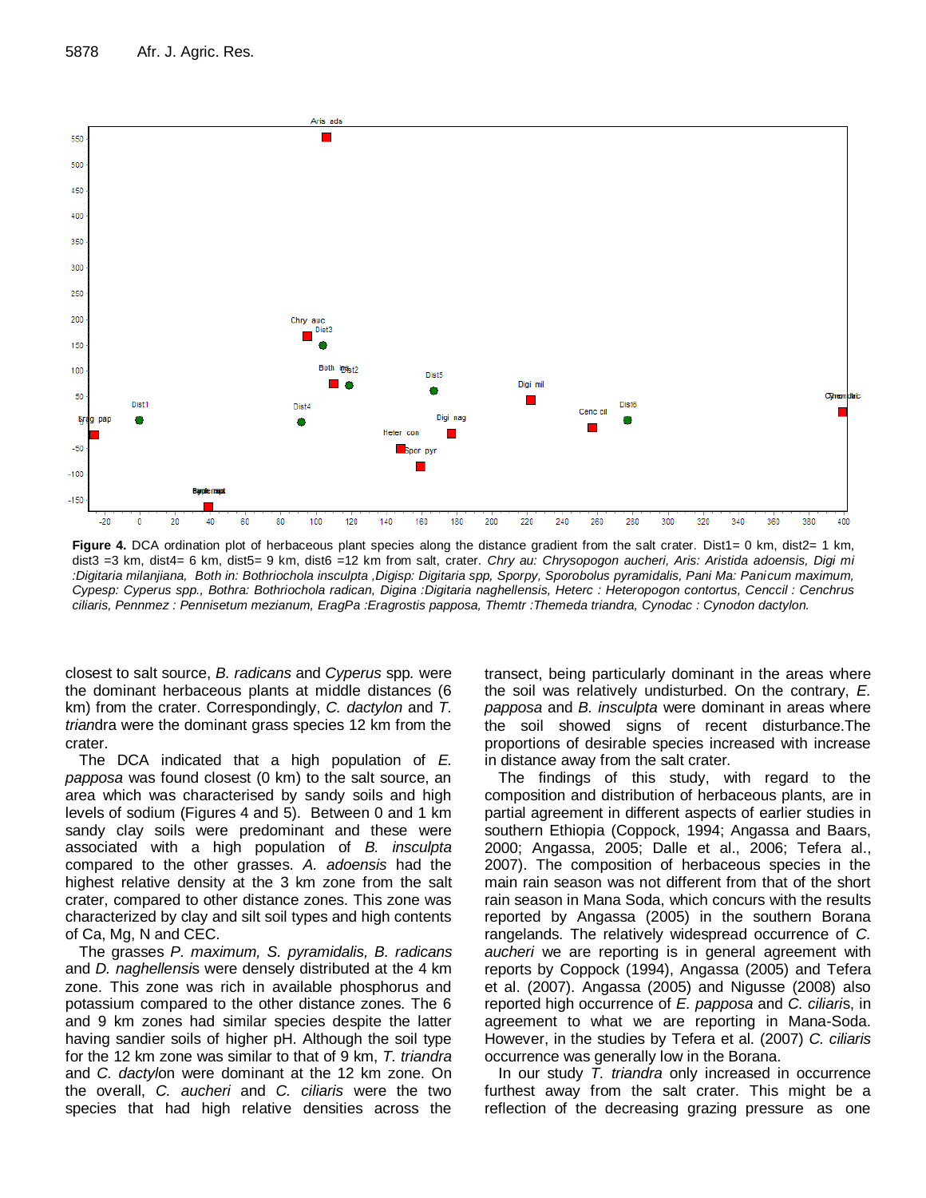Aris ads

550
500
450
400
350
300
250
200
150
100
50
-50
-100
-150

-20 0 20 40 60 80 100 120 140 160 180 200 220 240 260 280 300 320 340 360 380 400

Chry auc
Dist3
Both ins
Dist2
Dist5
Digi mil
Dist1
Dist4
Erag pap
Cenc cil
Dist6
Cynodac
Digi nag
Heter con
Spor pyr
Bothra

**Figure 4.** DCA ordination plot of herbaceous plant species along the distance gradient from the salt crater. Dist1= 0 km, dist2= 1 km, dist3 =3 km, dist4= 6 km, dist5= 9 km, dist6 =12 km from salt, crater. *Chry au: Chrysopogon aucheri, Aris: Aristida adoensis, Digi mi :Digitaria milanjiana, Both in: Bothriochola insculpta ,Digisp: Digitaria spp, Sporpy, Sporobolus pyramidalis, Pani Ma: Panicum maximum, Cypesp: Cyperus spp., Bothra: Bothriochola radican, Digina :Digitaria naghellensis, Heterc : Heteropogon contortus, Cenccil : Cenchrus ciliaris, Pennmez : Pennisetum mezianum, EragPa :Eragrostis papposa, Themtr :Themeda triandra, Cynodac : Cynodon dactylon.*

closest to salt source, *B. radicans* and *Cyperus* spp. were the dominant herbaceous plants at middle distances (6 km) from the crater. Correspondingly, *C. dactylon* and *T. triandra* were the dominant grass species 12 km from the crater.

The DCA indicated that a high population of *E. papposa* was found closest (0 km) to the salt source, an area which was characterised by sandy soils and high levels of sodium (Figures 4 and 5). Between 0 and 1 km sandy clay soils were predominant and these were associated with a high population of *B. insculpta* compared to the other grasses. *A. adoensis* had the highest relative density at the 3 km zone from the salt crater, compared to other distance zones. This zone was characterized by clay and silt soil types and high contents of Ca, Mg, N and CEC.

The grasses *P. maximum, S. pyramidalis, B. radicans* and *D. naghellensis* were densely distributed at the 4 km zone. This zone was rich in available phosphorus and potassium compared to the other distance zones. The 6 and 9 km zones had similar species despite the latter having sandier soils of higher pH. Although the soil type for the 12 km zone was similar to that of 9 km, *T. triandra* and *C. dactylon* were dominant at the 12 km zone. On the overall, *C. aucheri* and *C. ciliaris* were the two species that had high relative densities across the transect, being particularly dominant in the areas where the soil was relatively undisturbed. On the contrary, *E. pappose* and *B. insculpta* were dominant in areas where the soil showed signs of recent disturbance.The proportions of desirable species increased with increase in distance away from the salt crater.

The findings of this study, with regard to the composition and distribution of herbaceous plants, are in partial agreement in different aspects of earlier studies in southern Ethiopia (Coppock, 1994; Angassa and Baars, 2000; Angassa, 2005; Dalle et al., 2006; Tefera al., 2007). The composition of herbaceous species in the main rain season was not different from that of the short rain season in Mana Soda, which concurs with the results reported by Angassa (2005) in the southern Borana rangelands. The relatively widespread occurrence of *C. aucheri* we are reporting is in general agreement with reports by Coppock (1994), Angassa (2005) and Tefera et al. (2007). Angassa (2005) and Nigusse (2008) also reported high occurrence of *E. papposa* and *C. ciliaris*, in agreement to what we are reporting in Mana-Soda. However, in the studies by Tefera et al. (2007) *C. ciliaris* occurrence was generally low in the Borana.

In our study *T. triandra* only increased in occurrence furthest away from the salt crater. This might be a reflection of the decreasing grazing pressure as one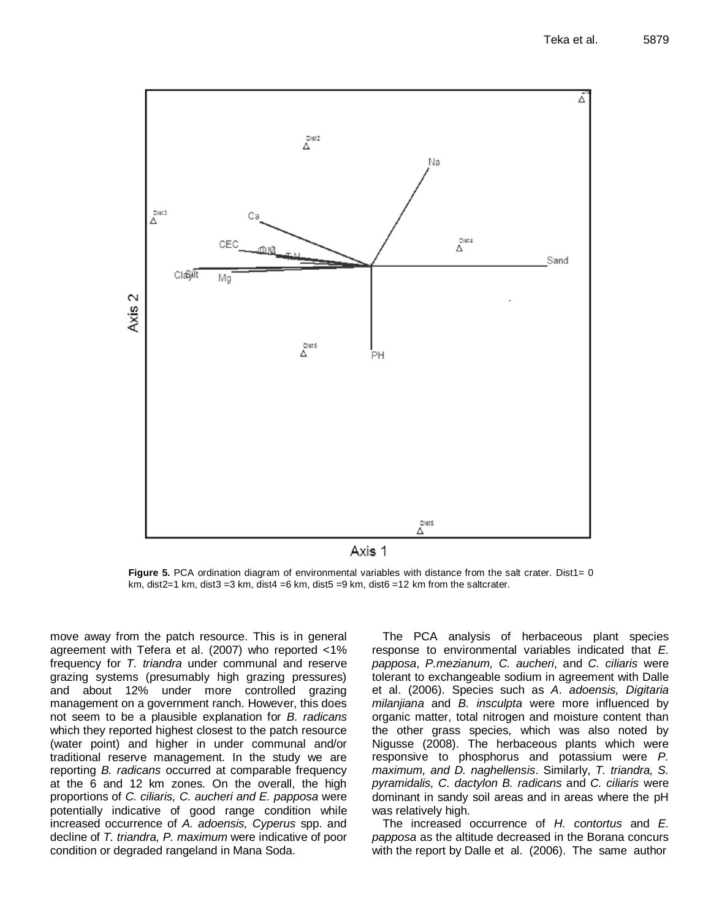Axis 2

Axis 1

Dist2

Na

Dist3

Ca

CEC

OM

TN

Dist4

Sand

Clay

Silt

Mg

Dist5

PH

Dist6

**Figure 5.** PCA ordination diagram of environmental variables with distance from the salt crater. Dist1= 0 km, dist2=1 km, dist3 =3 km, dist4 =6 km, dist5 =9 km, dist6 =12 km from the saltcrater.

move away from the patch resource. This is in general agreement with Tefera et al. (2007) who reported <1% frequency for *T. triandra* under communal and reserve grazing systems (presumably high grazing pressures) and about 12% under more controlled grazing management on a government ranch. However, this does not seem to be a plausible explanation for *B. radicans* which they reported highest closest to the patch resource (water point) and higher in under communal and/or traditional reserve management. In the study we are reporting *B. radicans* occurred at comparable frequency at the 6 and 12 km zones. On the overall, the high proportions of *C. ciliaris, C. aucheri and E. papposa* were potentially indicative of good range condition while increased occurrence of *A. adoensis, Cyperus* spp. and decline of *T. triandra, P. maximum* were indicative of poor condition or degraded rangeland in Mana Soda.

The PCA analysis of herbaceous plant species response to environmental variables indicated that *E. papposa*, *P.mezianum, C. aucheri*, and *C. ciliaris* were tolerant to exchangeable sodium in agreement with Dalle et al. (2006). Species such as *A. adoensis, Digitaria milanjiana* and *B. insculpta* were more influenced by organic matter, total nitrogen and moisture content than the other grass species, which was also noted by Nigusse (2008). The herbaceous plants which were responsive to phosphorus and potassium were *P. maximum, and D. naghellensis*. Similarly, *T. triandra, S. pyramidalis, C. dactylon B. radicans* and *C. ciliaris* were dominant in sandy soil areas and in areas where the pH was relatively high.

The increased occurrence of *H. contortus* and *E. papposa* as the altitude decreased in the Borana concurs with the report by Dalle et al. (2006). The same author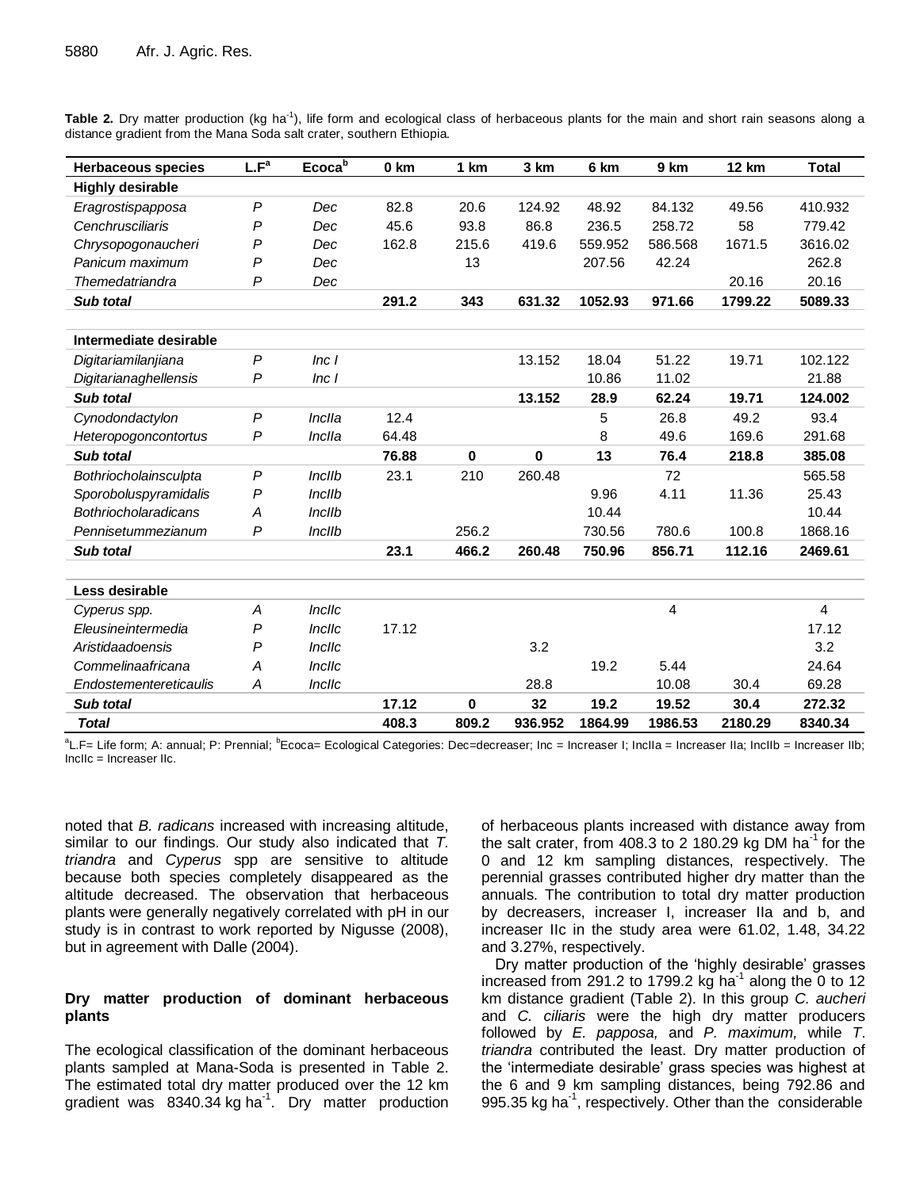**Table 2.** Dry matter production (kg ha$^{-1}$), life form and ecological class of herbaceous plants for the main and short rain seasons along a distance gradient from the Mana Soda salt crater, southern Ethiopia.

| Herbaceous species | L.F[a] | Ecoca[b] | 0 km | 1 km | 3 km | 6 km | 9 km | 12 km | Total |
|---|---|---|---|---|---|---|---|---|---|
| **Highly desirable** | | | | | | | | | |
| *Eragrostispapposa* | *P* | *Dec* | 82.8 | 20.6 | 124.92 | 48.92 | 84.132 | 49.56 | 410.932 |
| *Cenchrusciliaris* | *P* | *Dec* | 45.6 | 93.8 | 86.8 | 236.5 | 258.72 | 58 | 779.42 |
| *Chrysopogonaucheri* | *P* | *Dec* | 162.8 | 215.6 | 419.6 | 559.952 | 586.568 | 1671.5 | 3616.02 |
| *Panicum maximum* | *P* | *Dec* | | 13 | | 207.56 | 42.24 | | 262.8 |
| *Themedatriandra* | *P* | *Dec* | | | | | | 20.16 | 20.16 |
| ***Sub total*** | | | **291.2** | **343** | **631.32** | **1052.93** | **971.66** | **1799.22** | **5089.33** |
| **Intermediate desirable** | | | | | | | | | |
| *Digitariamilanjiana* | *P* | *Inc I* | | | 13.152 | 18.04 | 51.22 | 19.71 | 102.122 |
| *Digitarianaghellensis* | *P* | *Inc I* | | | | 10.86 | 11.02 | | 21.88 |
| ***Sub total*** | | | | | **13.152** | **28.9** | **62.24** | **19.71** | **124.002** |
| *Cynodondactylon* | *P* | *IncIIa* | 12.4 | | | 5 | 26.8 | 49.2 | 93.4 |
| *Heteropogoncontortus* | *P* | *IncIIa* | 64.48 | | | 8 | 49.6 | 169.6 | 291.68 |
| ***Sub total*** | | | **76.88** | **0** | **0** | **13** | **76.4** | **218.8** | **385.08** |
| *Bothriocholainsculpta* | *P* | *IncIIb* | 23.1 | 210 | 260.48 | | 72 | | 565.58 |
| *Sporoboluspyramidalis* | *P* | *IncIIb* | | | | 9.96 | 4.11 | 11.36 | 25.43 |
| *Bothriocholaradicans* | *A* | *IncIIb* | | | | 10.44 | | | 10.44 |
| *Pennisetummezianum* | *P* | *IncIIb* | | 256.2 | | 730.56 | 780.6 | 100.8 | 1868.16 |
| ***Sub total*** | | | **23.1** | **466.2** | **260.48** | **750.96** | **856.71** | **112.16** | **2469.61** |
| **Less desirable** | | | | | | | | | |
| *Cyperus spp.* | *A* | *IncIIc* | | | | | 4 | | 4 |
| *Eleusineintermedia* | *P* | *IncIIc* | 17.12 | | | | | | 17.12 |
| *Aristidaadoensis* | *P* | *IncIIc* | | | 3.2 | | | | 3.2 |
| *Commelinaafricana* | *A* | *IncIIc* | | | | 19.2 | 5.44 | | 24.64 |
| *Endostementereticaulis* | *A* | *IncIIc* | | | 28.8 | | 10.08 | 30.4 | 69.28 |
| ***Sub total*** | | | **17.12** | **0** | **32** | **19.2** | **19.52** | **30.4** | **272.32** |
| ***Total*** | | | **408.3** | **809.2** | **936.952** | **1864.99** | **1986.53** | **2180.29** | **8340.34** |

[a]L.F= Life form; A: annual; P: Prennial; [b]Ecoca= Ecological Categories: Dec=decreaser; Inc = Increaser I; IncIIa = Increaser IIa; IncIIb = Increaser IIb; IncIIc = Increaser IIc.

noted that *B. radicans* increased with increasing altitude, similar to our findings. Our study also indicated that *T. triandra* and *Cyperus* spp are sensitive to altitude because both species completely disappeared as the altitude decreased. The observation that herbaceous plants were generally negatively correlated with pH in our study is in contrast to work reported by Nigusse (2008), but in agreement with Dalle (2004).

### Dry matter production of dominant herbaceous plants

The ecological classification of the dominant herbaceous plants sampled at Mana-Soda is presented in Table 2. The estimated total dry matter produced over the 12 km gradient was 8340.34 kg ha$^{-1}$. Dry matter production of herbaceous plants increased with distance away from the salt crater, from 408.3 to 2 180.29 kg DM ha$^{-1}$ for the 0 and 12 km sampling distances, respectively. The perennial grasses contributed higher dry matter than the annuals. The contribution to total dry matter production by decreasers, increaser I, increaser IIa and b, and increaser IIc in the study area were 61.02, 1.48, 34.22 and 3.27%, respectively.

Dry matter production of the 'highly desirable' grasses increased from 291.2 to 1799.2 kg ha$^{-1}$ along the 0 to 12 km distance gradient (Table 2). In this group *C. aucheri* and *C. ciliaris* were the high dry matter producers followed by *E. papposa,* and *P. maximum,* while *T. triandra* contributed the least. Dry matter production of the 'intermediate desirable' grass species was highest at the 6 and 9 km sampling distances, being 792.86 and 995.35 kg ha$^{-1}$, respectively. Other than the considerable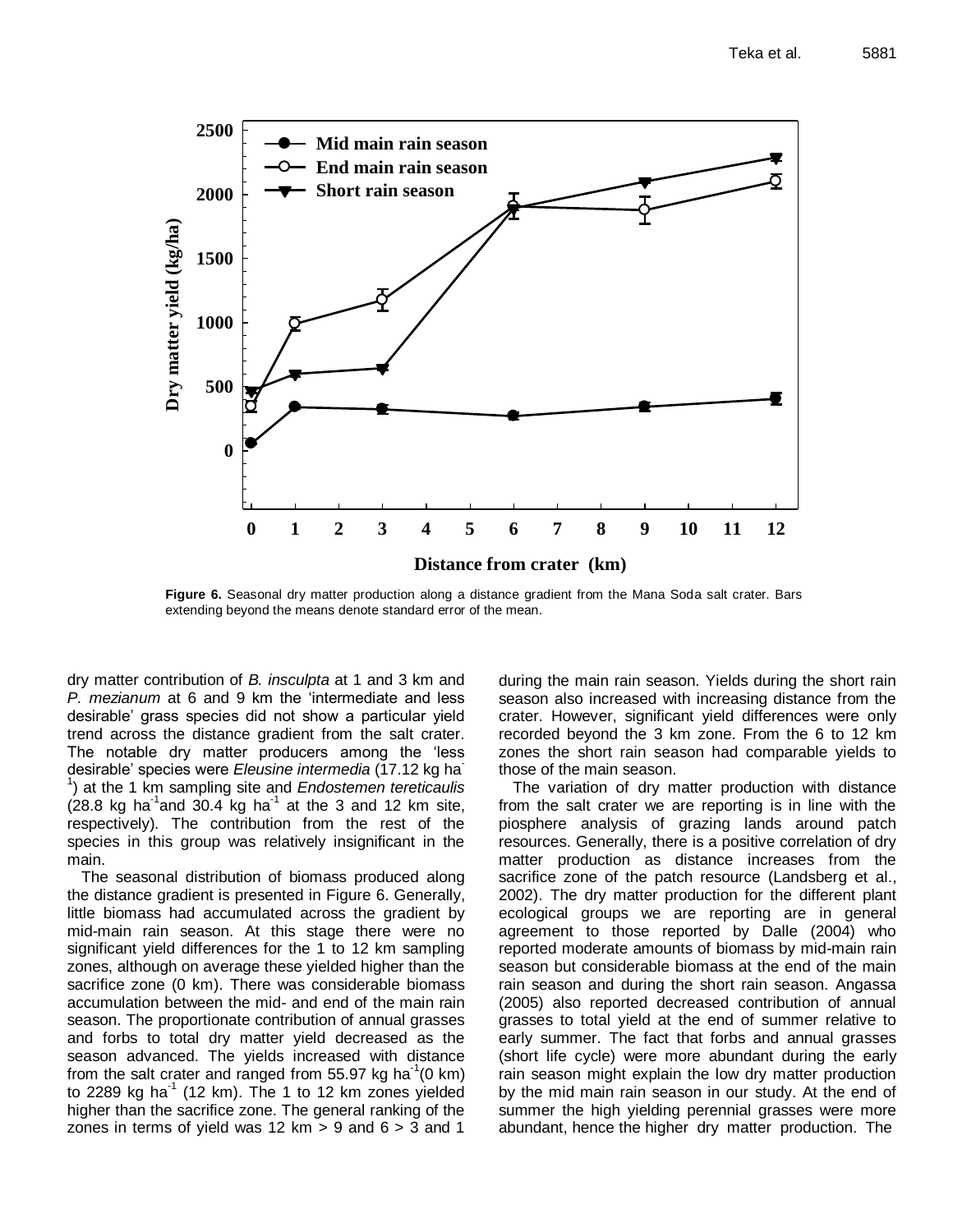2500

Mid main rain season

End main rain season

Short rain season

2000

1500

1000

500

0

Dry matter yield (kg/ha)

0 1 2 3 4 5 6 7 8 9 10 11 12

Distance from crater (km)

**Figure 6.** Seasonal dry matter production along a distance gradient from the Mana Soda salt crater. Bars extending beyond the means denote standard error of the mean.

dry matter contribution of *B. insculpta* at 1 and 3 km and *P. mezianum* at 6 and 9 km the 'intermediate and less desirable' grass species did not show a particular yield trend across the distance gradient from the salt crater. The notable dry matter producers among the 'less desirable' species were *Eleusine intermedia* (17.12 kg ha$^{-1}$) at the 1 km sampling site and *Endostemen tereticaulis* (28.8 kg ha$^{-1}$and 30.4 kg ha$^{-1}$ at the 3 and 12 km site, respectively). The contribution from the rest of the species in this group was relatively insignificant in the main.

The seasonal distribution of biomass produced along the distance gradient is presented in Figure 6. Generally, little biomass had accumulated across the gradient by mid-main rain season. At this stage there were no significant yield differences for the 1 to 12 km sampling zones, although on average these yielded higher than the sacrifice zone (0 km). There was considerable biomass accumulation between the mid- and end of the main rain season. The proportionate contribution of annual grasses and forbs to total dry matter yield decreased as the season advanced. The yields increased with distance from the salt crater and ranged from 55.97 kg ha$^{-1}$(0 km) to 2289 kg ha$^{-1}$ (12 km). The 1 to 12 km zones yielded higher than the sacrifice zone. The general ranking of the zones in terms of yield was 12 km > 9 and 6 > 3 and 1 during the main rain season. Yields during the short rain season also increased with increasing distance from the crater. However, significant yield differences were only recorded beyond the 3 km zone. From the 6 to 12 km zones the short rain season had comparable yields to those of the main season.

The variation of dry matter production with distance from the salt crater we are reporting is in line with the piosphere analysis of grazing lands around patch resources. Generally, there is a positive correlation of dry matter production as distance increases from the sacrifice zone of the patch resource (Landsberg et al., 2002). The dry matter production for the different plant ecological groups we are reporting are in general agreement to those reported by Dalle (2004) who reported moderate amounts of biomass by mid-main rain season but considerable biomass at the end of the main rain season and during the short rain season. Angassa (2005) also reported decreased contribution of annual grasses to total yield at the end of summer relative to early summer. The fact that forbs and annual grasses (short life cycle) were more abundant during the early rain season might explain the low dry matter production by the mid main rain season in our study. At the end of summer the high yielding perennial grasses were more abundant, hence the higher dry matter production. The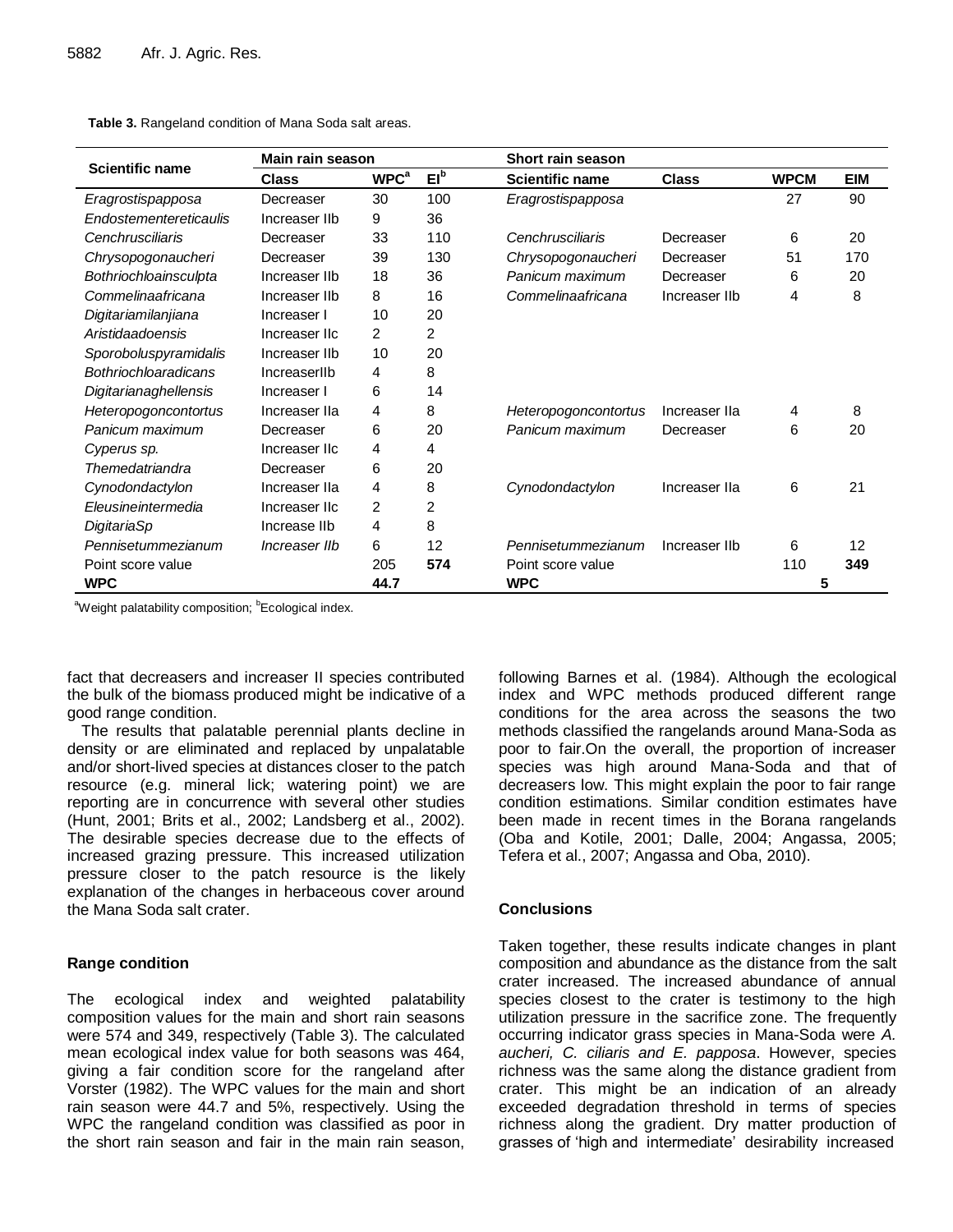**Table 3.** Rangeland condition of Mana Soda salt areas.

| Scientific name | Main rain season | | | Short rain season | | | |
|---|---|---|---|---|---|---|---|
| | Class | WPC[a] | EI[b] | Scientific name | Class | WPCM | EIM |
| *Eragrostispapposa* | Decreaser | 30 | 100 | *Eragrostispapposa* | | 27 | 90 |
| *Endostementereticaulis* | Increaser IIb | 9 | 36 | | | | |
| *Cenchrusciliaris* | Decreaser | 33 | 110 | *Cenchrusciliaris* | Decreaser | 6 | 20 |
| *Chrysopogonaucheri* | Decreaser | 39 | 130 | *Chrysopogonaucheri* | Decreaser | 51 | 170 |
| *Bothriochloainsculpta* | Increaser IIb | 18 | 36 | *Panicum maximum* | Decreaser | 6 | 20 |
| *Commelinaafricana* | Increaser IIb | 8 | 16 | *Commelinaafricana* | Increaser IIb | 4 | 8 |
| *Digitariamilanjiana* | Increaser I | 10 | 20 | | | | |
| *Aristidaadoensis* | Increaser IIc | 2 | 2 | | | | |
| *Sporoboluspyramidalis* | Increaser IIb | 10 | 20 | | | | |
| *Bothriochloaradicans* | IncreaserIIb | 4 | 8 | | | | |
| *Digitarianaghellensis* | Increaser I | 6 | 14 | | | | |
| *Heteropogoncontortus* | Increaser IIa | 4 | 8 | *Heteropogoncontortus* | Increaser IIa | 4 | 8 |
| *Panicum maximum* | Decreaser | 6 | 20 | *Panicum maximum* | Decreaser | 6 | 20 |
| *Cyperus sp.* | Increaser IIc | 4 | 4 | | | | |
| *Themedatriandra* | Decreaser | 6 | 20 | | | | |
| *Cynodondactylon* | Increaser IIa | 4 | 8 | *Cynodondactylon* | Increaser IIa | 6 | 21 |
| *Eleusineintermedia* | Increaser IIc | 2 | 2 | | | | |
| *DigitariaSp* | Increase IIb | 4 | 8 | | | | |
| *Pennisetummezianum* | *Increaser IIb* | 6 | 12 | *Pennisetummezianum* | Increaser IIb | 6 | 12 |
| Point score value | | 205 | **574** | Point score value | | 110 | **349** |
| **WPC** | | **44.7** | | **WPC** | | **5** | |

[a]Weight palatability composition; [b]Ecological index.

fact that decreasers and increaser II species contributed the bulk of the biomass produced might be indicative of a good range condition.

The results that palatable perennial plants decline in density or are eliminated and replaced by unpalatable and/or short-lived species at distances closer to the patch resource (e.g. mineral lick; watering point) we are reporting are in concurrence with several other studies (Hunt, 2001; Brits et al., 2002; Landsberg et al., 2002). The desirable species decrease due to the effects of increased grazing pressure. This increased utilization pressure closer to the patch resource is the likely explanation of the changes in herbaceous cover around the Mana Soda salt crater.

### Range condition

The ecological index and weighted palatability composition values for the main and short rain seasons were 574 and 349, respectively (Table 3). The calculated mean ecological index value for both seasons was 464, giving a fair condition score for the rangeland after Vorster (1982). The WPC values for the main and short rain season were 44.7 and 5%, respectively. Using the WPC the rangeland condition was classified as poor in the short rain season and fair in the main rain season, following Barnes et al. (1984). Although the ecological index and WPC methods produced different range conditions for the area across the seasons the two methods classified the rangelands around Mana-Soda as poor to fair.On the overall, the proportion of increaser species was high around Mana-Soda and that of decreasers low. This might explain the poor to fair range condition estimations. Similar condition estimates have been made in recent times in the Borana rangelands (Oba and Kotile, 2001; Dalle, 2004; Angassa, 2005; Tefera et al., 2007; Angassa and Oba, 2010).

## Conclusions

Taken together, these results indicate changes in plant composition and abundance as the distance from the salt crater increased. The increased abundance of annual species closest to the crater is testimony to the high utilization pressure in the sacrifice zone. The frequently occurring indicator grass species in Mana-Soda were *A. aucheri, C. ciliaris and E. papposa*. However, species richness was the same along the distance gradient from crater. This might be an indication of an already exceeded degradation threshold in terms of species richness along the gradient. Dry matter production of grasses of 'high and intermediate' desirability increased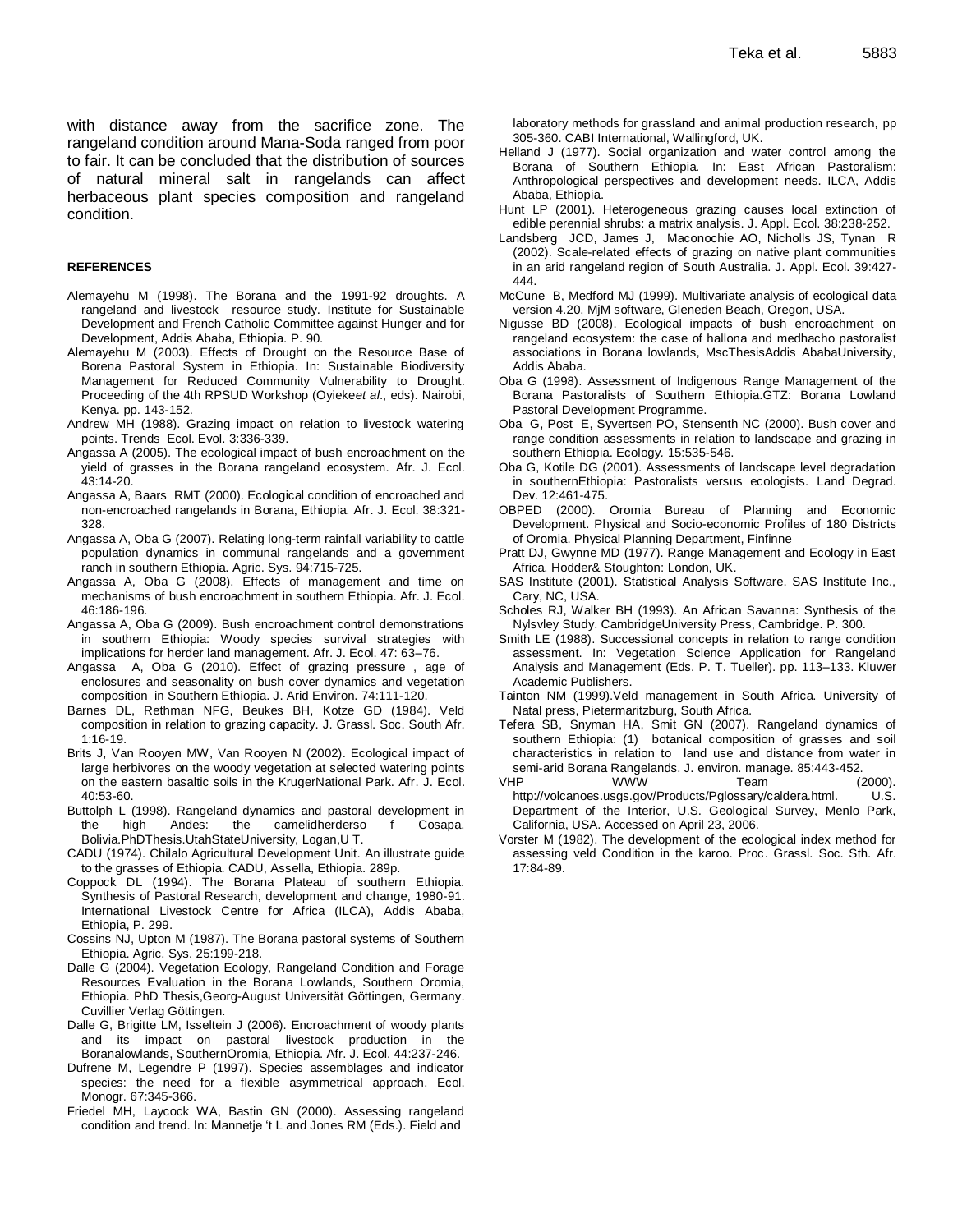with distance away from the sacrifice zone. The rangeland condition around Mana-Soda ranged from poor to fair. It can be concluded that the distribution of sources of natural mineral salt in rangelands can affect herbaceous plant species composition and rangeland condition.

## REFERENCES

Alemayehu M (1998). The Borana and the 1991-92 droughts. A rangeland and livestock resource study. Institute for Sustainable Development and French Catholic Committee against Hunger and for Development, Addis Ababa, Ethiopia. P. 90.

Alemayehu M (2003). Effects of Drought on the Resource Base of Borena Pastoral System in Ethiopia. In: Sustainable Biodiversity Management for Reduced Community Vulnerability to Drought. Proceeding of the 4th RPSUD Workshop (Oyieke*et al*., eds). Nairobi, Kenya. pp. 143-152.

Andrew MH (1988). Grazing impact on relation to livestock watering points. Trends Ecol. Evol. 3:336-339.

Angassa A (2005). The ecological impact of bush encroachment on the yield of grasses in the Borana rangeland ecosystem. Afr. J. Ecol. 43:14-20.

Angassa A, Baars RMT (2000). Ecological condition of encroached and non-encroached rangelands in Borana, Ethiopia. Afr. J. Ecol. 38:321-328.

Angassa A, Oba G (2007). Relating long-term rainfall variability to cattle population dynamics in communal rangelands and a government ranch in southern Ethiopia. Agric. Sys. 94:715-725.

Angassa A, Oba G (2008). Effects of management and time on mechanisms of bush encroachment in southern Ethiopia. Afr. J. Ecol. 46:186-196.

Angassa A, Oba G (2009). Bush encroachment control demonstrations in southern Ethiopia: Woody species survival strategies with implications for herder land management. Afr. J. Ecol. 47: 63–76.

Angassa A, Oba G (2010). Effect of grazing pressure , age of enclosures and seasonality on bush cover dynamics and vegetation composition in Southern Ethiopia. J. Arid Environ. 74:111-120.

Barnes DL, Rethman NFG, Beukes BH, Kotze GD (1984). Veld composition in relation to grazing capacity. J. Grassl. Soc. South Afr. 1:16-19.

Brits J, Van Rooyen MW, Van Rooyen N (2002). Ecological impact of large herbivores on the woody vegetation at selected watering points on the eastern basaltic soils in the KrugerNational Park. Afr. J. Ecol. 40:53-60.

Buttolph L (1998). Rangeland dynamics and pastoral development in the high Andes: the camelidherderso f Cosapa, Bolivia.PhDThesis.UtahStateUniversity, Logan,U T.

CADU (1974). Chilalo Agricultural Development Unit. An illustrate guide to the grasses of Ethiopia. CADU, Assella, Ethiopia. 289p.

Coppock DL (1994). The Borana Plateau of southern Ethiopia. Synthesis of Pastoral Research, development and change, 1980-91. International Livestock Centre for Africa (ILCA), Addis Ababa, Ethiopia, P. 299.

Cossins NJ, Upton M (1987). The Borana pastoral systems of Southern Ethiopia. Agric. Sys. 25:199-218.

Dalle G (2004). Vegetation Ecology, Rangeland Condition and Forage Resources Evaluation in the Borana Lowlands, Southern Oromia, Ethiopia. PhD Thesis,Georg-August Universität Göttingen, Germany. Cuvillier Verlag Göttingen.

Dalle G, Brigitte LM, Isseltein J (2006). Encroachment of woody plants and its impact on pastoral livestock production in the Boranalowlands, SouthernOromia, Ethiopia. Afr. J. Ecol. 44:237-246.

Dufrene M, Legendre P (1997). Species assemblages and indicator species: the need for a flexible asymmetrical approach. Ecol. Monogr. 67:345-366.

Friedel MH, Laycock WA, Bastin GN (2000). Assessing rangeland condition and trend. In: Mannetje 't L and Jones RM (Eds.). Field and laboratory methods for grassland and animal production research, pp 305-360. CABI International, Wallingford, UK.

Helland J (1977). Social organization and water control among the Borana of Southern Ethiopia. In: East African Pastoralism: Anthropological perspectives and development needs. ILCA, Addis Ababa, Ethiopia.

Hunt LP (2001). Heterogeneous grazing causes local extinction of edible perennial shrubs: a matrix analysis. J. Appl. Ecol. 38:238-252.

Landsberg JCD, James J, Maconochie AO, Nicholls JS, Tynan R (2002). Scale-related effects of grazing on native plant communities in an arid rangeland region of South Australia. J. Appl. Ecol. 39:427-444.

McCune B, Medford MJ (1999). Multivariate analysis of ecological data version 4.20, MjM software, Gleneden Beach, Oregon, USA.

Nigusse BD (2008). Ecological impacts of bush encroachment on rangeland ecosystem: the case of hallona and medhacho pastoralist associations in Borana lowlands, MscThesisAddis AbabaUniversity, Addis Ababa.

Oba G (1998). Assessment of Indigenous Range Management of the Borana Pastoralists of Southern Ethiopia.GTZ: Borana Lowland Pastoral Development Programme.

Oba G, Post E, Syvertsen PO, Stensenth NC (2000). Bush cover and range condition assessments in relation to landscape and grazing in southern Ethiopia. Ecology. 15:535-546.

Oba G, Kotile DG (2001). Assessments of landscape level degradation in southernEthiopia: Pastoralists versus ecologists. Land Degrad. Dev. 12:461-475.

OBPED (2000). Oromia Bureau of Planning and Economic Development. Physical and Socio-economic Profiles of 180 Districts of Oromia. Physical Planning Department, Finfinne

Pratt DJ, Gwynne MD (1977). Range Management and Ecology in East Africa. Hodder& Stoughton: London, UK.

SAS Institute (2001). Statistical Analysis Software. SAS Institute Inc., Cary, NC, USA.

Scholes RJ, Walker BH (1993). An African Savanna: Synthesis of the Nylsvley Study. CambridgeUniversity Press, Cambridge. P. 300.

Smith LE (1988). Successional concepts in relation to range condition assessment. In: Vegetation Science Application for Rangeland Analysis and Management (Eds. P. T. Tueller). pp. 113–133. Kluwer Academic Publishers.

Tainton NM (1999).Veld management in South Africa. University of Natal press, Pietermaritzburg, South Africa.

Tefera SB, Snyman HA, Smit GN (2007). Rangeland dynamics of southern Ethiopia: (1) botanical composition of grasses and soil characteristics in relation to land use and distance from water in semi-arid Borana Rangelands. J. environ. manage. 85:443-452.

VHP WWW Team (2000). http://volcanoes.usgs.gov/Products/Pglossary/caldera.html. U.S. Department of the Interior, U.S. Geological Survey, Menlo Park, California, USA. Accessed on April 23, 2006.

Vorster M (1982). The development of the ecological index method for assessing veld Condition in the karoo. Proc. Grassl. Soc. Sth. Afr. 17:84-89.